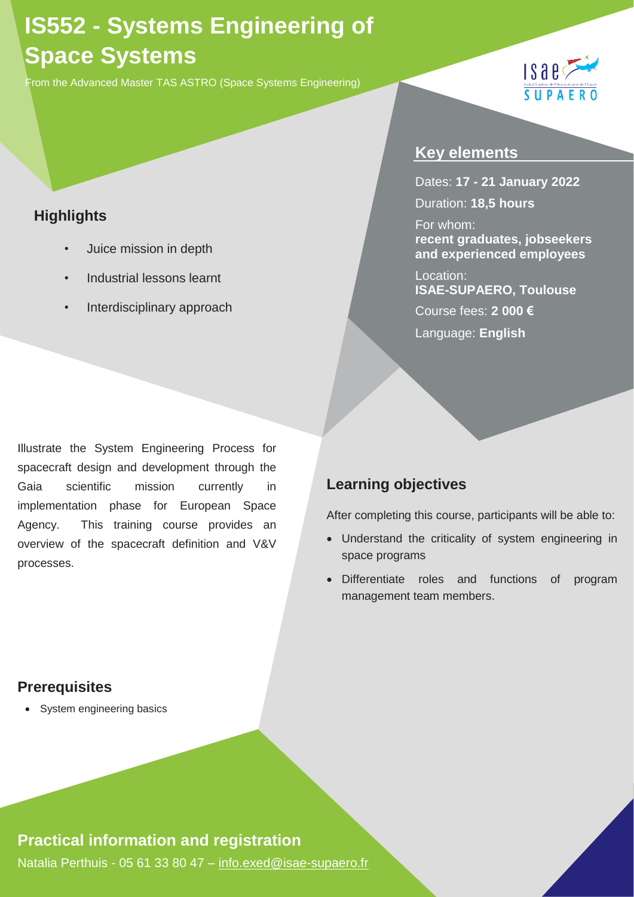# IS552 - Systems Engineering of Space Systems

From the Advanced Master TAS ASTRO (Space Systems Engineering)

## Highlights

- Juice mission in depth
- Industrial lessons learnt
- Interdisciplinary approach

## Key elements

Dates: **17 - 21 January 2022**

Duration: **18,5 hours**

For whom:
**recent graduates, jobseekers and experienced employees**

Location:
**ISAE-SUPAERO, Toulouse**

Course fees: **2 000 €**

Language: **English**

Illustrate the System Engineering Process for spacecraft design and development through the Gaia scientific mission currently in implementation phase for European Space Agency. This training course provides an overview of the spacecraft definition and V&V processes.

## Learning objectives

After completing this course, participants will be able to:

- Understand the criticality of system engineering in space programs
- Differentiate roles and functions of program management team members.

## Prerequisites

- System engineering basics

## Practical information and registration

Natalia Perthuis - 05 61 33 80 47 – info.exed@isae-supaero.fr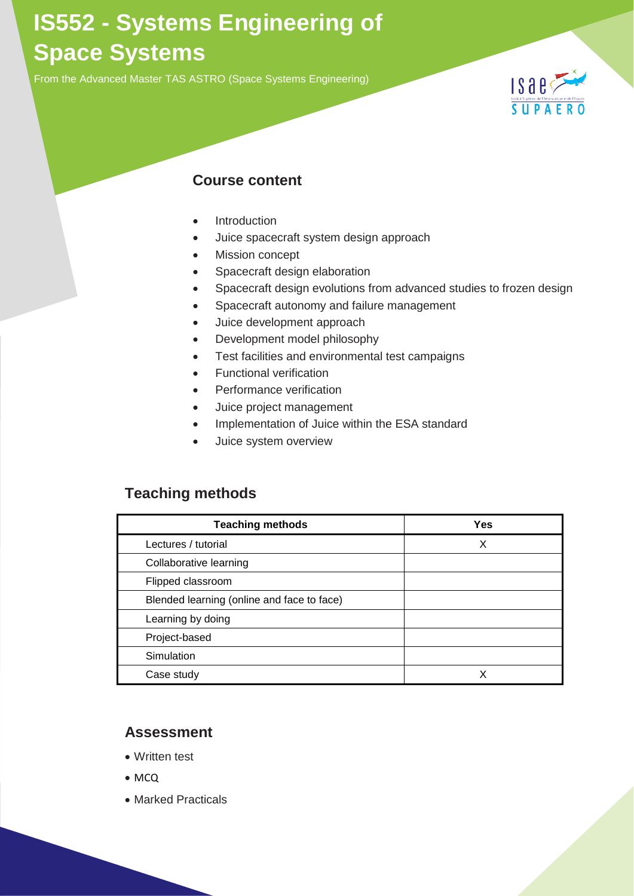# IS552 - Systems Engineering of Space Systems

From the Advanced Master TAS ASTRO (Space Systems Engineering)

## Course content

- Introduction
- Juice spacecraft system design approach
- Mission concept
- Spacecraft design elaboration
- Spacecraft design evolutions from advanced studies to frozen design
- Spacecraft autonomy and failure management
- Juice development approach
- Development model philosophy
- Test facilities and environmental test campaigns
- Functional verification
- Performance verification
- Juice project management
- Implementation of Juice within the ESA standard
- Juice system overview

## Teaching methods

| Teaching methods | Yes |
|---|---|
| Lectures / tutorial | X |
| Collaborative learning | |
| Flipped classroom | |
| Blended learning (online and face to face) | |
| Learning by doing | |
| Project-based | |
| Simulation | |
| Case study | X |

## Assessment

- Written test
- MCQ
- Marked Practicals